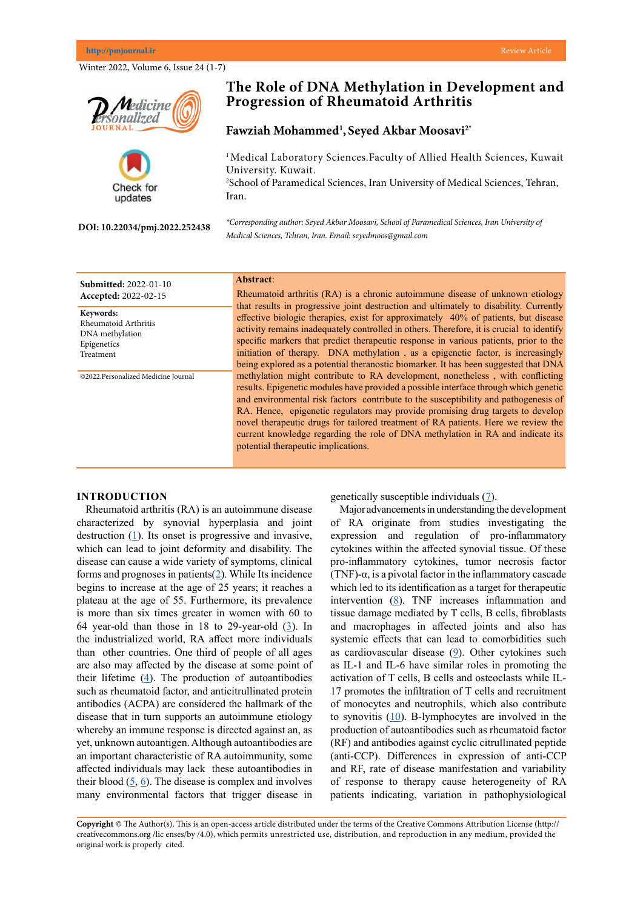# The Role of DNA Methylation in Development and Progression of Rheumatoid Arthritis

**Fawziah Mohammed[1], Seyed Akbar Moosavi[2*]**

[1] Medical Laboratory Sciences.Faculty of Allied Health Sciences, Kuwait University. Kuwait.
[2] School of Paramedical Sciences, Iran University of Medical Sciences, Tehran, Iran.

**DOI: 10.22034/pmj.2022.252438**

*\*Corresponding author: Seyed Akbar Moosavi, School of Paramedical Sciences, Iran University of Medical Sciences, Tehran, Iran. Email: seyedmoos@gmail.com*

**Submitted:** 2022-01-10
**Accepted:** 2022-02-15

**Keywords:**
Rheumatoid Arthritis
DNA methylation
Epigenetics
Treatment

©2022.Personalized Medicine Journal

**Abstract**:

Rheumatoid arthritis (RA) is a chronic autoimmune disease of unknown etiology that results in progressive joint destruction and ultimately to disability. Currently effective biologic therapies, exist for approximately 40% of patients, but disease activity remains inadequately controlled in others. Therefore, it is crucial to identify specific markers that predict therapeutic response in various patients, prior to the initiation of therapy. DNA methylation , as a epigenetic factor, is increasingly being explored as a potential theranostic biomarker. It has been suggested that DNA methylation might contribute to RA development, nonetheless , with conflicting results. Epigenetic modules have provided a possible interface through which genetic and environmental risk factors contribute to the susceptibility and pathogenesis of RA. Hence, epigenetic regulators may provide promising drug targets to develop novel therapeutic drugs for tailored treatment of RA patients. Here we review the current knowledge regarding the role of DNA methylation in RA and indicate its potential therapeutic implications.

## INTRODUCTION

Rheumatoid arthritis (RA) is an autoimmune disease characterized by synovial hyperplasia and joint destruction (1). Its onset is progressive and invasive, which can lead to joint deformity and disability. The disease can cause a wide variety of symptoms, clinical forms and prognoses in patients(2). While Its incidence begins to increase at the age of 25 years; it reaches a plateau at the age of 55. Furthermore, its prevalence is more than six times greater in women with 60 to 64 year-old than those in 18 to 29-year-old (3). In the industrialized world, RA affect more individuals than other countries. One third of people of all ages are also may affected by the disease at some point of their lifetime (4). The production of autoantibodies such as rheumatoid factor, and anticitrullinated protein antibodies (ACPA) are considered the hallmark of the disease that in turn supports an autoimmune etiology whereby an immune response is directed against an, as yet, unknown autoantigen. Although autoantibodies are an important characteristic of RA autoimmunity, some affected individuals may lack these autoantibodies in their blood (5, 6). The disease is complex and involves many environmental factors that trigger disease in genetically susceptible individuals (7).

Major advancements in understanding the development of RA originate from studies investigating the expression and regulation of pro-inflammatory cytokines within the affected synovial tissue. Of these pro-inflammatory cytokines, tumor necrosis factor (TNF)-α, is a pivotal factor in the inflammatory cascade which led to its identification as a target for therapeutic intervention (8). TNF increases inflammation and tissue damage mediated by T cells, B cells, fibroblasts and macrophages in affected joints and also has systemic effects that can lead to comorbidities such as cardiovascular disease (9). Other cytokines such as IL-1 and IL-6 have similar roles in promoting the activation of T cells, B cells and osteoclasts while IL-17 promotes the infiltration of T cells and recruitment of monocytes and neutrophils, which also contribute to synovitis (10). B-lymphocytes are involved in the production of autoantibodies such as rheumatoid factor (RF) and antibodies against cyclic citrullinated peptide (anti-CCP). Differences in expression of anti-CCP and RF, rate of disease manifestation and variability of response to therapy cause heterogeneity of RA patients indicating, variation in pathophysiological

**Copyright** © The Author(s). This is an open-access article distributed under the terms of the Creative Commons Attribution License (http://creativecommons.org /lic enses/by /4.0), which permits unrestricted use, distribution, and reproduction in any medium, provided the original work is properly cited.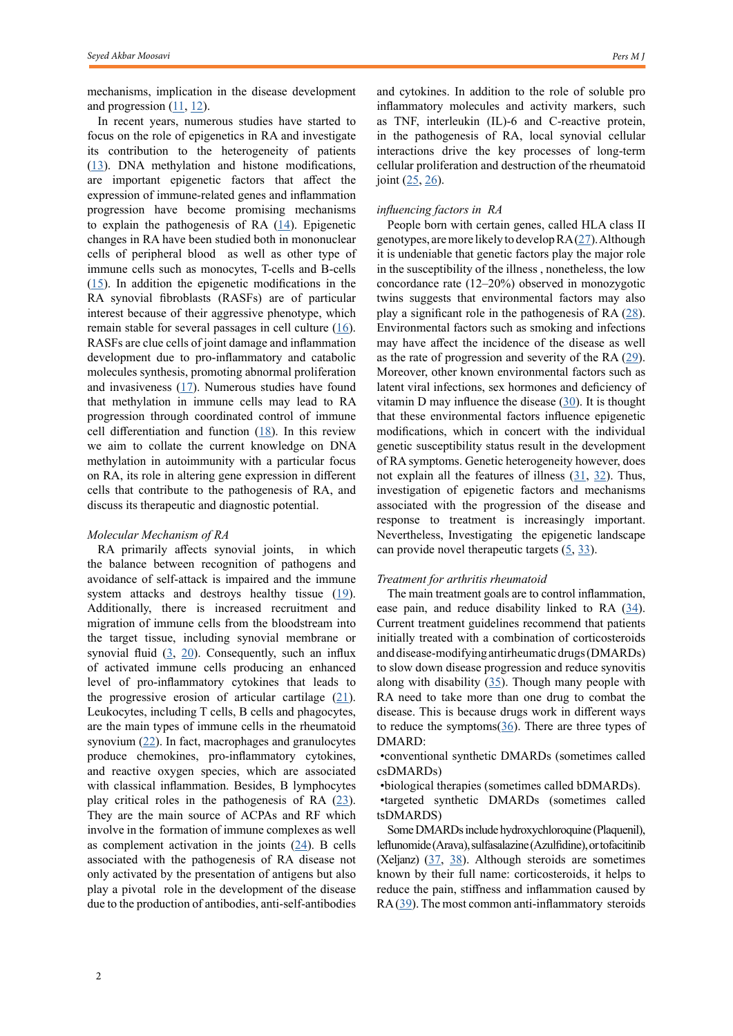mechanisms, implication in the disease development and progression (11, 12).

In recent years, numerous studies have started to focus on the role of epigenetics in RA and investigate its contribution to the heterogeneity of patients (13). DNA methylation and histone modifications, are important epigenetic factors that affect the expression of immune-related genes and inflammation progression have become promising mechanisms to explain the pathogenesis of RA (14). Epigenetic changes in RA have been studied both in mononuclear cells of peripheral blood as well as other type of immune cells such as monocytes, T-cells and B-cells (15). In addition the epigenetic modifications in the RA synovial fibroblasts (RASFs) are of particular interest because of their aggressive phenotype, which remain stable for several passages in cell culture (16). RASFs are clue cells of joint damage and inflammation development due to pro-inflammatory and catabolic molecules synthesis, promoting abnormal proliferation and invasiveness (17). Numerous studies have found that methylation in immune cells may lead to RA progression through coordinated control of immune cell differentiation and function (18). In this review we aim to collate the current knowledge on DNA methylation in autoimmunity with a particular focus on RA, its role in altering gene expression in different cells that contribute to the pathogenesis of RA, and discuss its therapeutic and diagnostic potential.

*Molecular Mechanism of RA*

RA primarily affects synovial joints, in which the balance between recognition of pathogens and avoidance of self-attack is impaired and the immune system attacks and destroys healthy tissue (19). Additionally, there is increased recruitment and migration of immune cells from the bloodstream into the target tissue, including synovial membrane or synovial fluid (3, 20). Consequently, such an influx of activated immune cells producing an enhanced level of pro-inflammatory cytokines that leads to the progressive erosion of articular cartilage (21). Leukocytes, including T cells, B cells and phagocytes, are the main types of immune cells in the rheumatoid synovium (22). In fact, macrophages and granulocytes produce chemokines, pro-inflammatory cytokines, and reactive oxygen species, which are associated with classical inflammation. Besides, B lymphocytes play critical roles in the pathogenesis of RA (23). They are the main source of ACPAs and RF which involve in the formation of immune complexes as well as complement activation in the joints (24). B cells associated with the pathogenesis of RA disease not only activated by the presentation of antigens but also play a pivotal role in the development of the disease due to the production of antibodies, anti-self-antibodies and cytokines. In addition to the role of soluble pro inflammatory molecules and activity markers, such as TNF, interleukin (IL)-6 and C-reactive protein, in the pathogenesis of RA, local synovial cellular interactions drive the key processes of long-term cellular proliferation and destruction of the rheumatoid joint (25, 26).

*influencing factors in RA*

People born with certain genes, called HLA class II genotypes, are more likely to develop RA (27). Although it is undeniable that genetic factors play the major role in the susceptibility of the illness , nonetheless, the low concordance rate (12–20%) observed in monozygotic twins suggests that environmental factors may also play a significant role in the pathogenesis of RA (28). Environmental factors such as smoking and infections may have affect the incidence of the disease as well as the rate of progression and severity of the RA (29). Moreover, other known environmental factors such as latent viral infections, sex hormones and deficiency of vitamin D may influence the disease (30). It is thought that these environmental factors influence epigenetic modifications, which in concert with the individual genetic susceptibility status result in the development of RA symptoms. Genetic heterogeneity however, does not explain all the features of illness (31, 32). Thus, investigation of epigenetic factors and mechanisms associated with the progression of the disease and response to treatment is increasingly important. Nevertheless, Investigating the epigenetic landscape can provide novel therapeutic targets (5, 33).

*Treatment for arthritis rheumatoid*

The main treatment goals are to control inflammation, ease pain, and reduce disability linked to RA (34). Current treatment guidelines recommend that patients initially treated with a combination of corticosteroids and disease-modifying antirheumatic drugs (DMARDs) to slow down disease progression and reduce synovitis along with disability (35). Though many people with RA need to take more than one drug to combat the disease. This is because drugs work in different ways to reduce the symptoms(36). There are three types of DMARD:

- conventional synthetic DMARDs (sometimes called csDMARDs)
- biological therapies (sometimes called bDMARDs).
- targeted synthetic DMARDs (sometimes called tsDMARDS)

Some DMARDs include hydroxychloroquine (Plaquenil), leflunomide (Arava), sulfasalazine (Azulfidine), or tofacitinib (Xeljanz) (37, 38). Although steroids are sometimes known by their full name: corticosteroids, it helps to reduce the pain, stiffness and inflammation caused by RA (39). The most common anti-inflammatory steroids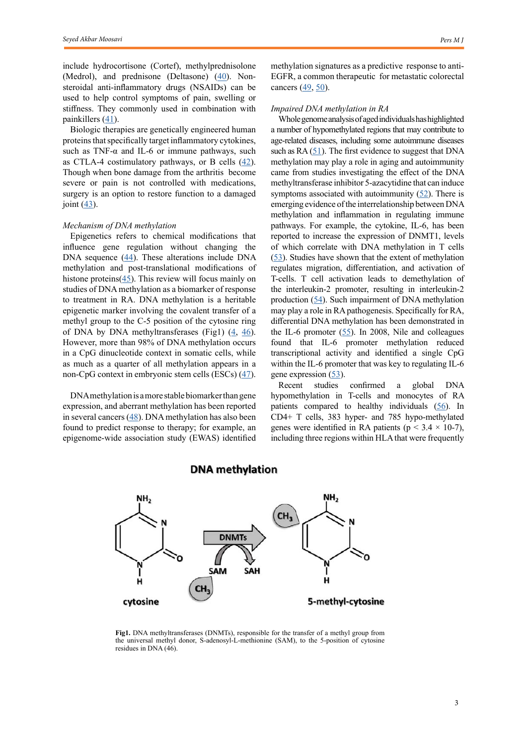include hydrocortisone (Cortef), methylprednisolone (Medrol), and prednisone (Deltasone) (40). Non-steroidal anti-inflammatory drugs (NSAIDs) can be used to help control symptoms of pain, swelling or stiffness. They commonly used in combination with painkillers (41).

Biologic therapies are genetically engineered human proteins that specifically target inflammatory cytokines, such as TNF-α and IL-6 or immune pathways, such as CTLA-4 costimulatory pathways, or B cells (42). Though when bone damage from the arthritis become severe or pain is not controlled with medications, surgery is an option to restore function to a damaged joint (43).

*Mechanism of DNA methylation*

Epigenetics refers to chemical modifications that influence gene regulation without changing the DNA sequence (44). These alterations include DNA methylation and post-translational modifications of histone proteins(45). This review will focus mainly on studies of DNA methylation as a biomarker of response to treatment in RA. DNA methylation is a heritable epigenetic marker involving the covalent transfer of a methyl group to the C-5 position of the cytosine ring of DNA by DNA methyltransferases (Fig1) (4, 46). However, more than 98% of DNA methylation occurs in a CpG dinucleotide context in somatic cells, while as much as a quarter of all methylation appears in a non-CpG context in embryonic stem cells (ESCs) (47).

DNA methylation is a more stable biomarker than gene expression, and aberrant methylation has been reported in several cancers (48). DNA methylation has also been found to predict response to therapy; for example, an epigenome-wide association study (EWAS) identified methylation signatures as a predictive response to anti-EGFR, a common therapeutic for metastatic colorectal cancers (49, 50).

*Impaired DNA methylation in RA*

Whole genome analysis of aged individuals has highlighted a number of hypomethylated regions that may contribute to age-related diseases, including some autoimmune diseases such as RA (51). The first evidence to suggest that DNA methylation may play a role in aging and autoimmunity came from studies investigating the effect of the DNA methyltransferase inhibitor 5-azacytidine that can induce symptoms associated with autoimmunity (52). There is emerging evidence of the interrelationship between DNA methylation and inflammation in regulating immune pathways. For example, the cytokine, IL-6, has been reported to increase the expression of DNMT1, levels of which correlate with DNA methylation in T cells (53). Studies have shown that the extent of methylation regulates migration, differentiation, and activation of T-cells. T cell activation leads to demethylation of the interleukin-2 promoter, resulting in interleukin-2 production (54). Such impairment of DNA methylation may play a role in RA pathogenesis. Specifically for RA, differential DNA methylation has been demonstrated in the IL-6 promoter (55). In 2008, Nile and colleagues found that IL-6 promoter methylation reduced transcriptional activity and identified a single CpG within the IL-6 promoter that was key to regulating IL-6 gene expression (53).

Recent studies confirmed a global DNA hypomethylation in T-cells and monocytes of RA patients compared to healthy individuals (56). In CD4+ T cells, 383 hyper- and 785 hypo-methylated genes were identified in RA patients ($p < 3.4 \times 10\text{-}7$), including three regions within HLA that were frequently

**Fig1.** DNA methyltransferases (DNMTs), responsible for the transfer of a methyl group from the universal methyl donor, S-adenosyl-L-methionine (SAM), to the 5-position of cytosine residues in DNA (46).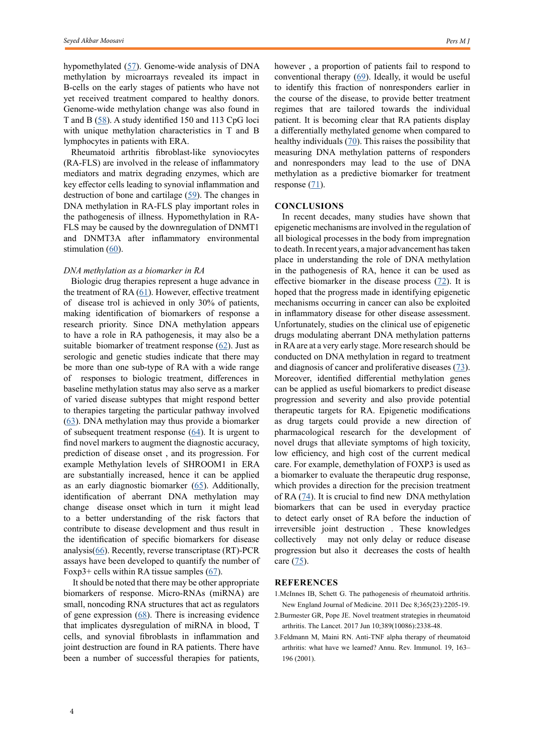hypomethylated (57). Genome-wide analysis of DNA methylation by microarrays revealed its impact in B-cells on the early stages of patients who have not yet received treatment compared to healthy donors. Genome-wide methylation change was also found in T and B (58). A study identified 150 and 113 CpG loci with unique methylation characteristics in T and B lymphocytes in patients with ERA.

Rheumatoid arthritis fibroblast-like synoviocytes (RA-FLS) are involved in the release of inflammatory mediators and matrix degrading enzymes, which are key effector cells leading to synovial inflammation and destruction of bone and cartilage (59). The changes in DNA methylation in RA-FLS play important roles in the pathogenesis of illness. Hypomethylation in RA-FLS may be caused by the downregulation of DNMT1 and DNMT3A after inflammatory environmental stimulation (60).

*DNA methylation as a biomarker in RA*

Biologic drug therapies represent a huge advance in the treatment of RA (61). However, effective treatment of disease trol is achieved in only 30% of patients, making identification of biomarkers of response a research priority. Since DNA methylation appears to have a role in RA pathogenesis, it may also be a suitable biomarker of treatment response (62). Just as serologic and genetic studies indicate that there may be more than one sub-type of RA with a wide range of responses to biologic treatment, differences in baseline methylation status may also serve as a marker of varied disease subtypes that might respond better to therapies targeting the particular pathway involved (63). DNA methylation may thus provide a biomarker of subsequent treatment response (64). It is urgent to find novel markers to augment the diagnostic accuracy, prediction of disease onset , and its progression. For example Methylation levels of SHROOM1 in ERA are substantially increased, hence it can be applied as an early diagnostic biomarker (65). Additionally, identification of aberrant DNA methylation may change disease onset which in turn it might lead to a better understanding of the risk factors that contribute to disease development and thus result in the identification of specific biomarkers for disease analysis(66). Recently, reverse transcriptase (RT)-PCR assays have been developed to quantify the number of Foxp3+ cells within RA tissue samples (67).

It should be noted that there may be other appropriate biomarkers of response. Micro-RNAs (miRNA) are small, noncoding RNA structures that act as regulators of gene expression (68). There is increasing evidence that implicates dysregulation of miRNA in blood, T cells, and synovial fibroblasts in inflammation and joint destruction are found in RA patients. There have been a number of successful therapies for patients, however , a proportion of patients fail to respond to conventional therapy (69). Ideally, it would be useful to identify this fraction of nonresponders earlier in the course of the disease, to provide better treatment regimes that are tailored towards the individual patient. It is becoming clear that RA patients display a differentially methylated genome when compared to healthy individuals (70). This raises the possibility that measuring DNA methylation patterns of responders and nonresponders may lead to the use of DNA methylation as a predictive biomarker for treatment response (71).

## CONCLUSIONS

In recent decades, many studies have shown that epigenetic mechanisms are involved in the regulation of all biological processes in the body from impregnation to death. In recent years, a major advancement has taken place in understanding the role of DNA methylation in the pathogenesis of RA, hence it can be used as effective biomarker in the disease process (72). It is hoped that the progress made in identifying epigenetic mechanisms occurring in cancer can also be exploited in inflammatory disease for other disease assessment. Unfortunately, studies on the clinical use of epigenetic drugs modulating aberrant DNA methylation patterns in RA are at a very early stage. More research should be conducted on DNA methylation in regard to treatment and diagnosis of cancer and proliferative diseases (73). Moreover, identified differential methylation genes can be applied as useful biomarkers to predict disease progression and severity and also provide potential therapeutic targets for RA. Epigenetic modifications as drug targets could provide a new direction of pharmacological research for the development of novel drugs that alleviate symptoms of high toxicity, low efficiency, and high cost of the current medical care. For example, demethylation of FOXP3 is used as a biomarker to evaluate the therapeutic drug response, which provides a direction for the precision treatment of RA (74). It is crucial to find new DNA methylation biomarkers that can be used in everyday practice to detect early onset of RA before the induction of irreversible joint destruction . These knowledges collectively may not only delay or reduce disease progression but also it decreases the costs of health care (75).

## REFERENCES

1. McInnes IB, Schett G. The pathogenesis of rheumatoid arthritis. New England Journal of Medicine. 2011 Dec 8;365(23):2205-19.
2. Burmester GR, Pope JE. Novel treatment strategies in rheumatoid arthritis. The Lancet. 2017 Jun 10;389(10086):2338-48.
3. Feldmann M, Maini RN. Anti-TNF alpha therapy of rheumatoid arthritis: what have we learned? Annu. Rev. Immunol. 19, 163–196 (2001).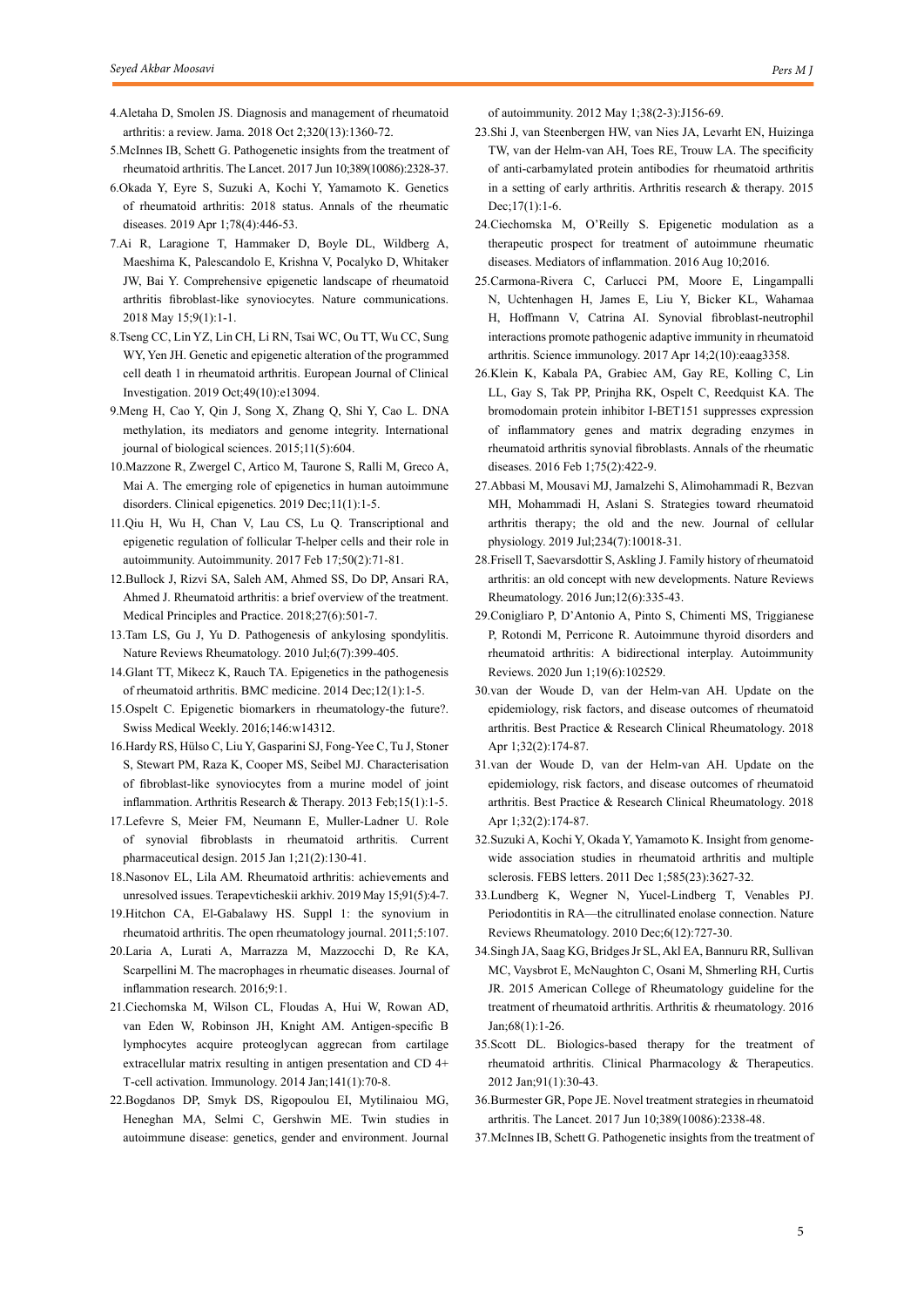4.Aletaha D, Smolen JS. Diagnosis and management of rheumatoid arthritis: a review. Jama. 2018 Oct 2;320(13):1360-72.

5.McInnes IB, Schett G. Pathogenetic insights from the treatment of rheumatoid arthritis. The Lancet. 2017 Jun 10;389(10086):2328-37.

6.Okada Y, Eyre S, Suzuki A, Kochi Y, Yamamoto K. Genetics of rheumatoid arthritis: 2018 status. Annals of the rheumatic diseases. 2019 Apr 1;78(4):446-53.

7.Ai R, Laragione T, Hammaker D, Boyle DL, Wildberg A, Maeshima K, Palescandolo E, Krishna V, Pocalyko D, Whitaker JW, Bai Y. Comprehensive epigenetic landscape of rheumatoid arthritis fibroblast-like synoviocytes. Nature communications. 2018 May 15;9(1):1-1.

8.Tseng CC, Lin YZ, Lin CH, Li RN, Tsai WC, Ou TT, Wu CC, Sung WY, Yen JH. Genetic and epigenetic alteration of the programmed cell death 1 in rheumatoid arthritis. European Journal of Clinical Investigation. 2019 Oct;49(10):e13094.

9.Meng H, Cao Y, Qin J, Song X, Zhang Q, Shi Y, Cao L. DNA methylation, its mediators and genome integrity. International journal of biological sciences. 2015;11(5):604.

10.Mazzone R, Zwergel C, Artico M, Taurone S, Ralli M, Greco A, Mai A. The emerging role of epigenetics in human autoimmune disorders. Clinical epigenetics. 2019 Dec;11(1):1-5.

11.Qiu H, Wu H, Chan V, Lau CS, Lu Q. Transcriptional and epigenetic regulation of follicular T-helper cells and their role in autoimmunity. Autoimmunity. 2017 Feb 17;50(2):71-81.

12.Bullock J, Rizvi SA, Saleh AM, Ahmed SS, Do DP, Ansari RA, Ahmed J. Rheumatoid arthritis: a brief overview of the treatment. Medical Principles and Practice. 2018;27(6):501-7.

13.Tam LS, Gu J, Yu D. Pathogenesis of ankylosing spondylitis. Nature Reviews Rheumatology. 2010 Jul;6(7):399-405.

14.Glant TT, Mikecz K, Rauch TA. Epigenetics in the pathogenesis of rheumatoid arthritis. BMC medicine. 2014 Dec;12(1):1-5.

15.Ospelt C. Epigenetic biomarkers in rheumatology-the future?. Swiss Medical Weekly. 2016;146:w14312.

16.Hardy RS, Hülso C, Liu Y, Gasparini SJ, Fong-Yee C, Tu J, Stoner S, Stewart PM, Raza K, Cooper MS, Seibel MJ. Characterisation of fibroblast-like synoviocytes from a murine model of joint inflammation. Arthritis Research & Therapy. 2013 Feb;15(1):1-5.

17.Lefevre S, Meier FM, Neumann E, Muller-Ladner U. Role of synovial fibroblasts in rheumatoid arthritis. Current pharmaceutical design. 2015 Jan 1;21(2):130-41.

18.Nasonov EL, Lila AM. Rheumatoid arthritis: achievements and unresolved issues. Terapevticheskii arkhiv. 2019 May 15;91(5):4-7.

19.Hitchon CA, El-Gabalawy HS. Suppl 1: the synovium in rheumatoid arthritis. The open rheumatology journal. 2011;5:107.

20.Laria A, Lurati A, Marrazza M, Mazzocchi D, Re KA, Scarpellini M. The macrophages in rheumatic diseases. Journal of inflammation research. 2016;9:1.

21.Ciechomska M, Wilson CL, Floudas A, Hui W, Rowan AD, van Eden W, Robinson JH, Knight AM. Antigen-specific B lymphocytes acquire proteoglycan aggrecan from cartilage extracellular matrix resulting in antigen presentation and CD 4+ T-cell activation. Immunology. 2014 Jan;141(1):70-8.

22.Bogdanos DP, Smyk DS, Rigopoulou EI, Mytilinaiou MG, Heneghan MA, Selmi C, Gershwin ME. Twin studies in autoimmune disease: genetics, gender and environment. Journal of autoimmunity. 2012 May 1;38(2-3):J156-69.

23.Shi J, van Steenbergen HW, van Nies JA, Levarht EN, Huizinga TW, van der Helm-van AH, Toes RE, Trouw LA. The specificity of anti-carbamylated protein antibodies for rheumatoid arthritis in a setting of early arthritis. Arthritis research & therapy. 2015 Dec;17(1):1-6.

24.Ciechomska M, O'Reilly S. Epigenetic modulation as a therapeutic prospect for treatment of autoimmune rheumatic diseases. Mediators of inflammation. 2016 Aug 10;2016.

25.Carmona-Rivera C, Carlucci PM, Moore E, Lingampalli N, Uchtenhagen H, James E, Liu Y, Bicker KL, Wahamaa H, Hoffmann V, Catrina AI. Synovial fibroblast-neutrophil interactions promote pathogenic adaptive immunity in rheumatoid arthritis. Science immunology. 2017 Apr 14;2(10):eaag3358.

26.Klein K, Kabala PA, Grabiec AM, Gay RE, Kolling C, Lin LL, Gay S, Tak PP, Prinjha RK, Ospelt C, Reedquist KA. The bromodomain protein inhibitor I-BET151 suppresses expression of inflammatory genes and matrix degrading enzymes in rheumatoid arthritis synovial fibroblasts. Annals of the rheumatic diseases. 2016 Feb 1;75(2):422-9.

27.Abbasi M, Mousavi MJ, Jamalzehi S, Alimohammadi R, Bezvan MH, Mohammadi H, Aslani S. Strategies toward rheumatoid arthritis therapy; the old and the new. Journal of cellular physiology. 2019 Jul;234(7):10018-31.

28.Frisell T, Saevarsdottir S, Askling J. Family history of rheumatoid arthritis: an old concept with new developments. Nature Reviews Rheumatology. 2016 Jun;12(6):335-43.

29.Conigliaro P, D'Antonio A, Pinto S, Chimenti MS, Triggianese P, Rotondi M, Perricone R. Autoimmune thyroid disorders and rheumatoid arthritis: A bidirectional interplay. Autoimmunity Reviews. 2020 Jun 1;19(6):102529.

30.van der Woude D, van der Helm-van AH. Update on the epidemiology, risk factors, and disease outcomes of rheumatoid arthritis. Best Practice & Research Clinical Rheumatology. 2018 Apr 1;32(2):174-87.

31.van der Woude D, van der Helm-van AH. Update on the epidemiology, risk factors, and disease outcomes of rheumatoid arthritis. Best Practice & Research Clinical Rheumatology. 2018 Apr 1;32(2):174-87.

32.Suzuki A, Kochi Y, Okada Y, Yamamoto K. Insight from genome-wide association studies in rheumatoid arthritis and multiple sclerosis. FEBS letters. 2011 Dec 1;585(23):3627-32.

33.Lundberg K, Wegner N, Yucel-Lindberg T, Venables PJ. Periodontitis in RA—the citrullinated enolase connection. Nature Reviews Rheumatology. 2010 Dec;6(12):727-30.

34.Singh JA, Saag KG, Bridges Jr SL, Akl EA, Bannuru RR, Sullivan MC, Vaysbrot E, McNaughton C, Osani M, Shmerling RH, Curtis JR. 2015 American College of Rheumatology guideline for the treatment of rheumatoid arthritis. Arthritis & rheumatology. 2016 Jan;68(1):1-26.

35.Scott DL. Biologics-based therapy for the treatment of rheumatoid arthritis. Clinical Pharmacology & Therapeutics. 2012 Jan;91(1):30-43.

36.Burmester GR, Pope JE. Novel treatment strategies in rheumatoid arthritis. The Lancet. 2017 Jun 10;389(10086):2338-48.

37.McInnes IB, Schett G. Pathogenetic insights from the treatment of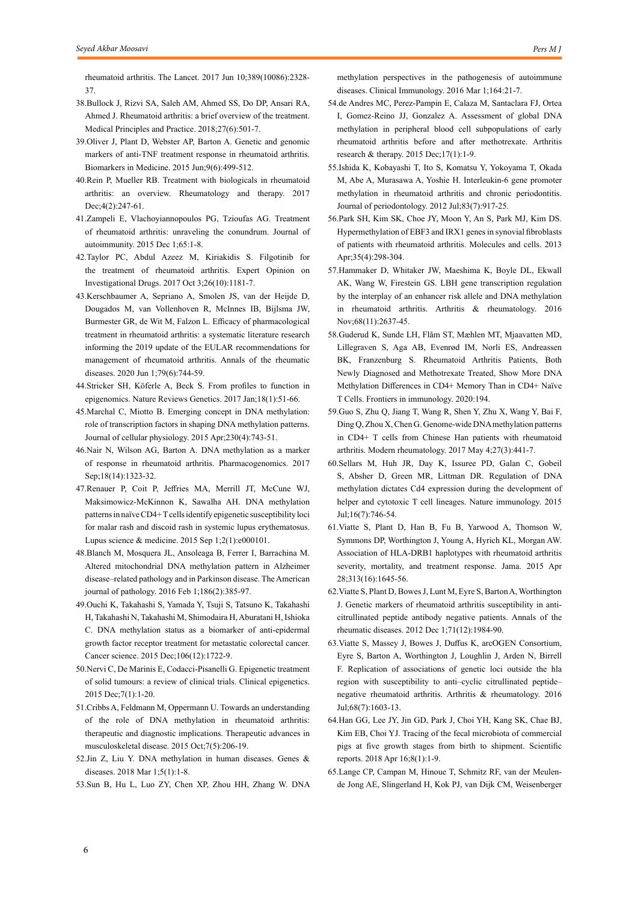rheumatoid arthritis. The Lancet. 2017 Jun 10;389(10086):2328-37.

38. Bullock J, Rizvi SA, Saleh AM, Ahmed SS, Do DP, Ansari RA, Ahmed J. Rheumatoid arthritis: a brief overview of the treatment. Medical Principles and Practice. 2018;27(6):501-7.

39. Oliver J, Plant D, Webster AP, Barton A. Genetic and genomic markers of anti-TNF treatment response in rheumatoid arthritis. Biomarkers in Medicine. 2015 Jun;9(6):499-512.

40. Rein P, Mueller RB. Treatment with biologicals in rheumatoid arthritis: an overview. Rheumatology and therapy. 2017 Dec;4(2):247-61.

41. Zampeli E, Vlachoyiannopoulos PG, Tzioufas AG. Treatment of rheumatoid arthritis: unraveling the conundrum. Journal of autoimmunity. 2015 Dec 1;65:1-8.

42. Taylor PC, Abdul Azeez M, Kiriakidis S. Filgotinib for the treatment of rheumatoid arthritis. Expert Opinion on Investigational Drugs. 2017 Oct 3;26(10):1181-7.

43. Kerschbaumer A, Sepriano A, Smolen JS, van der Heijde D, Dougados M, van Vollenhoven R, McInnes IB, Bijlsma JW, Burmester GR, de Wit M, Falzon L. Efficacy of pharmacological treatment in rheumatoid arthritis: a systematic literature research informing the 2019 update of the EULAR recommendations for management of rheumatoid arthritis. Annals of the rheumatic diseases. 2020 Jun 1;79(6):744-59.

44. Stricker SH, Köferle A, Beck S. From profiles to function in epigenomics. Nature Reviews Genetics. 2017 Jan;18(1):51-66.

45. Marchal C, Miotto B. Emerging concept in DNA methylation: role of transcription factors in shaping DNA methylation patterns. Journal of cellular physiology. 2015 Apr;230(4):743-51.

46. Nair N, Wilson AG, Barton A. DNA methylation as a marker of response in rheumatoid arthritis. Pharmacogenomics. 2017 Sep;18(14):1323-32.

47. Renauer P, Coit P, Jeffries MA, Merrill JT, McCune WJ, Maksimowicz-McKinnon K, Sawalha AH. DNA methylation patterns in naïve CD4+ T cells identify epigenetic susceptibility loci for malar rash and discoid rash in systemic lupus erythematosus. Lupus science & medicine. 2015 Sep 1;2(1):e000101.

48. Blanch M, Mosquera JL, Ansoleaga B, Ferrer I, Barrachina M. Altered mitochondrial DNA methylation pattern in Alzheimer disease–related pathology and in Parkinson disease. The American journal of pathology. 2016 Feb 1;186(2):385-97.

49. Ouchi K, Takahashi S, Yamada Y, Tsuji S, Tatsuno K, Takahashi H, Takahashi N, Takahashi M, Shimodaira H, Aburatani H, Ishioka C. DNA methylation status as a biomarker of anti-epidermal growth factor receptor treatment for metastatic colorectal cancer. Cancer science. 2015 Dec;106(12):1722-9.

50. Nervi C, De Marinis E, Codacci-Pisanelli G. Epigenetic treatment of solid tumours: a review of clinical trials. Clinical epigenetics. 2015 Dec;7(1):1-20.

51. Cribbs A, Feldmann M, Oppermann U. Towards an understanding of the role of DNA methylation in rheumatoid arthritis: therapeutic and diagnostic implications. Therapeutic advances in musculoskeletal disease. 2015 Oct;7(5):206-19.

52. Jin Z, Liu Y. DNA methylation in human diseases. Genes & diseases. 2018 Mar 1;5(1):1-8.

53. Sun B, Hu L, Luo ZY, Chen XP, Zhou HH, Zhang W. DNA methylation perspectives in the pathogenesis of autoimmune diseases. Clinical Immunology. 2016 Mar 1;164:21-7.

54. de Andres MC, Perez-Pampin E, Calaza M, Santaclara FJ, Ortea I, Gomez-Reino JJ, Gonzalez A. Assessment of global DNA methylation in peripheral blood cell subpopulations of early rheumatoid arthritis before and after methotrexate. Arthritis research & therapy. 2015 Dec;17(1):1-9.

55. Ishida K, Kobayashi T, Ito S, Komatsu Y, Yokoyama T, Okada M, Abe A, Murasawa A, Yoshie H. Interleukin-6 gene promoter methylation in rheumatoid arthritis and chronic periodontitis. Journal of periodontology. 2012 Jul;83(7):917-25.

56. Park SH, Kim SK, Choe JY, Moon Y, An S, Park MJ, Kim DS. Hypermethylation of EBF3 and IRX1 genes in synovial fibroblasts of patients with rheumatoid arthritis. Molecules and cells. 2013 Apr;35(4):298-304.

57. Hammaker D, Whitaker JW, Maeshima K, Boyle DL, Ekwall AK, Wang W, Firestein GS. LBH gene transcription regulation by the interplay of an enhancer risk allele and DNA methylation in rheumatoid arthritis. Arthritis & rheumatology. 2016 Nov;68(11):2637-45.

58. Guderud K, Sunde LH, Flåm ST, Mæhlen MT, Mjaavatten MD, Lillegraven S, Aga AB, Evenrød IM, Norli ES, Andreassen BK, Franzenburg S. Rheumatoid Arthritis Patients, Both Newly Diagnosed and Methotrexate Treated, Show More DNA Methylation Differences in CD4+ Memory Than in CD4+ Naïve T Cells. Frontiers in immunology. 2020:194.

59. Guo S, Zhu Q, Jiang T, Wang R, Shen Y, Zhu X, Wang Y, Bai F, Ding Q, Zhou X, Chen G. Genome-wide DNA methylation patterns in CD4+ T cells from Chinese Han patients with rheumatoid arthritis. Modern rheumatology. 2017 May 4;27(3):441-7.

60. Sellars M, Huh JR, Day K, Issuree PD, Galan C, Gobeil S, Absher D, Green MR, Littman DR. Regulation of DNA methylation dictates Cd4 expression during the development of helper and cytotoxic T cell lineages. Nature immunology. 2015 Jul;16(7):746-54.

61. Viatte S, Plant D, Han B, Fu B, Yarwood A, Thomson W, Symmons DP, Worthington J, Young A, Hyrich KL, Morgan AW. Association of HLA-DRB1 haplotypes with rheumatoid arthritis severity, mortality, and treatment response. Jama. 2015 Apr 28;313(16):1645-56.

62. Viatte S, Plant D, Bowes J, Lunt M, Eyre S, Barton A, Worthington J. Genetic markers of rheumatoid arthritis susceptibility in anti-citrullinated peptide antibody negative patients. Annals of the rheumatic diseases. 2012 Dec 1;71(12):1984-90.

63. Viatte S, Massey J, Bowes J, Duffus K, arcOGEN Consortium, Eyre S, Barton A, Worthington J, Loughlin J, Arden N, Birrell F. Replication of associations of genetic loci outside the hla region with susceptibility to anti–cyclic citrullinated peptide–negative rheumatoid arthritis. Arthritis & rheumatology. 2016 Jul;68(7):1603-13.

64. Han GG, Lee JY, Jin GD, Park J, Choi YH, Kang SK, Chae BJ, Kim EB, Choi YJ. Tracing of the fecal microbiota of commercial pigs at five growth stages from birth to shipment. Scientific reports. 2018 Apr 16;8(1):1-9.

65. Lange CP, Campan M, Hinoue T, Schmitz RF, van der Meulen-de Jong AE, Slingerland H, Kok PJ, van Dijk CM, Weisenberger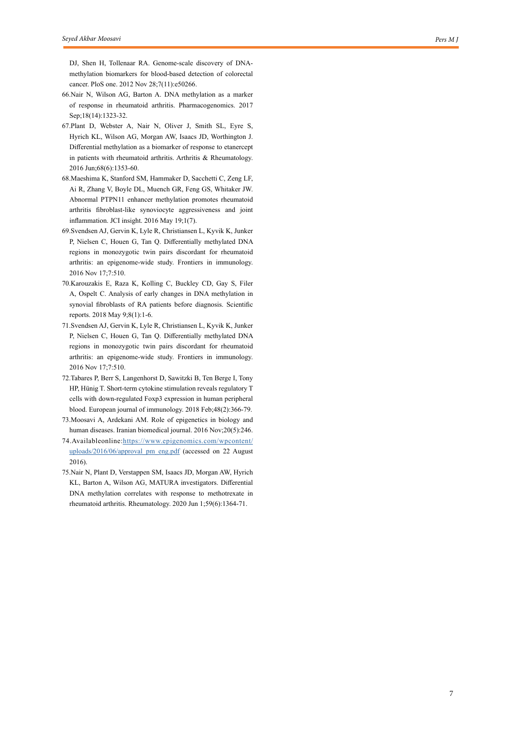DJ, Shen H, Tollenaar RA. Genome-scale discovery of DNA-methylation biomarkers for blood-based detection of colorectal cancer. PloS one. 2012 Nov 28;7(11):e50266.

66. Nair N, Wilson AG, Barton A. DNA methylation as a marker of response in rheumatoid arthritis. Pharmacogenomics. 2017 Sep;18(14):1323-32.
67. Plant D, Webster A, Nair N, Oliver J, Smith SL, Eyre S, Hyrich KL, Wilson AG, Morgan AW, Isaacs JD, Worthington J. Differential methylation as a biomarker of response to etanercept in patients with rheumatoid arthritis. Arthritis & Rheumatology. 2016 Jun;68(6):1353-60.
68. Maeshima K, Stanford SM, Hammaker D, Sacchetti C, Zeng LF, Ai R, Zhang V, Boyle DL, Muench GR, Feng GS, Whitaker JW. Abnormal PTPN11 enhancer methylation promotes rheumatoid arthritis fibroblast-like synoviocyte aggressiveness and joint inflammation. JCI insight. 2016 May 19;1(7).
69. Svendsen AJ, Gervin K, Lyle R, Christiansen L, Kyvik K, Junker P, Nielsen C, Houen G, Tan Q. Differentially methylated DNA regions in monozygotic twin pairs discordant for rheumatoid arthritis: an epigenome-wide study. Frontiers in immunology. 2016 Nov 17;7:510.
70. Karouzakis E, Raza K, Kolling C, Buckley CD, Gay S, Filer A, Ospelt C. Analysis of early changes in DNA methylation in synovial fibroblasts of RA patients before diagnosis. Scientific reports. 2018 May 9;8(1):1-6.
71. Svendsen AJ, Gervin K, Lyle R, Christiansen L, Kyvik K, Junker P, Nielsen C, Houen G, Tan Q. Differentially methylated DNA regions in monozygotic twin pairs discordant for rheumatoid arthritis: an epigenome-wide study. Frontiers in immunology. 2016 Nov 17;7:510.
72. Tabares P, Berr S, Langenhorst D, Sawitzki B, Ten Berge I, Tony HP, Hünig T. Short-term cytokine stimulation reveals regulatory T cells with down-regulated Foxp3 expression in human peripheral blood. European journal of immunology. 2018 Feb;48(2):366-79.
73. Moosavi A, Ardekani AM. Role of epigenetics in biology and human diseases. Iranian biomedical journal. 2016 Nov;20(5):246.
74. Availableonline:[https://www.epigenomics.com/wpcontent/uploads/2016/06/approval_pm_eng.pdf](https://www.epigenomics.com/wpcontent/uploads/2016/06/approval_pm_eng.pdf) (accessed on 22 August 2016).
75. Nair N, Plant D, Verstappen SM, Isaacs JD, Morgan AW, Hyrich KL, Barton A, Wilson AG, MATURA investigators. Differential DNA methylation correlates with response to methotrexate in rheumatoid arthritis. Rheumatology. 2020 Jun 1;59(6):1364-71.